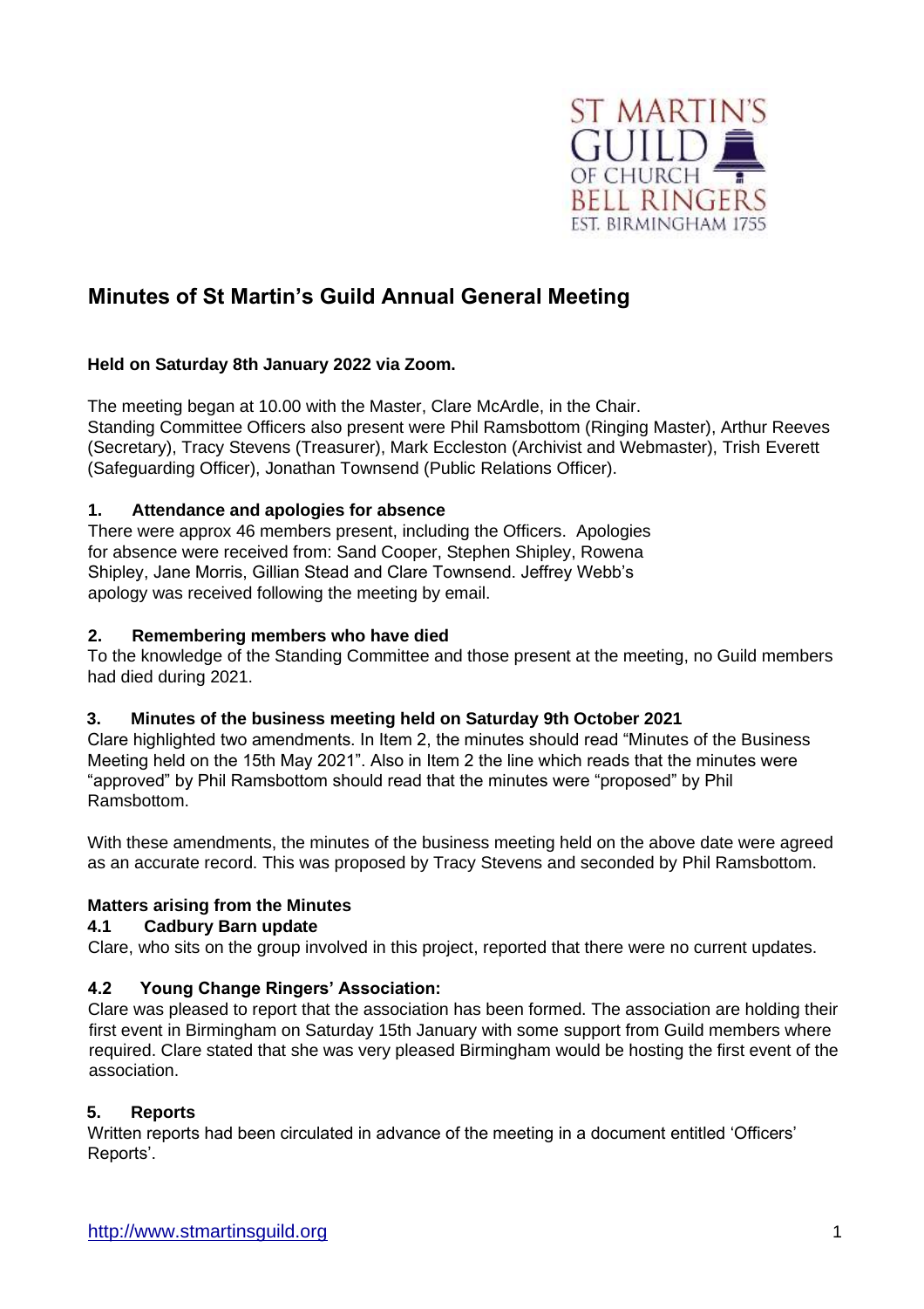ST MARTIN'S GUILD OF CHURCH BELL RINGERS EST. BIRMINGHAM 1755

# Minutes of St Martin's Guild Annual General Meeting

**Held on Saturday 8th January 2022 via Zoom.**

The meeting began at 10.00 with the Master, Clare McArdle, in the Chair.
Standing Committee Officers also present were Phil Ramsbottom (Ringing Master), Arthur Reeves (Secretary), Tracy Stevens (Treasurer), Mark Eccleston (Archivist and Webmaster), Trish Everett (Safeguarding Officer), Jonathan Townsend (Public Relations Officer).

### 1. Attendance and apologies for absence

There were approx 46 members present, including the Officers. Apologies for absence were received from: Sand Cooper, Stephen Shipley, Rowena Shipley, Jane Morris, Gillian Stead and Clare Townsend. Jeffrey Webb's apology was received following the meeting by email.

### 2. Remembering members who have died

To the knowledge of the Standing Committee and those present at the meeting, no Guild members had died during 2021.

### 3. Minutes of the business meeting held on Saturday 9th October 2021

Clare highlighted two amendments. In Item 2, the minutes should read "Minutes of the Business Meeting held on the 15th May 2021". Also in Item 2 the line which reads that the minutes were "approved" by Phil Ramsbottom should read that the minutes were "proposed" by Phil Ramsbottom.

With these amendments, the minutes of the business meeting held on the above date were agreed as an accurate record. This was proposed by Tracy Stevens and seconded by Phil Ramsbottom.

### Matters arising from the Minutes

#### 4.1 Cadbury Barn update

Clare, who sits on the group involved in this project, reported that there were no current updates.

#### 4.2 Young Change Ringers' Association:

Clare was pleased to report that the association has been formed. The association are holding their first event in Birmingham on Saturday 15th January with some support from Guild members where required. Clare stated that she was very pleased Birmingham would be hosting the first event of the association.

### 5. Reports

Written reports had been circulated in advance of the meeting in a document entitled 'Officers' Reports'.

http://www.stmartinsguild.org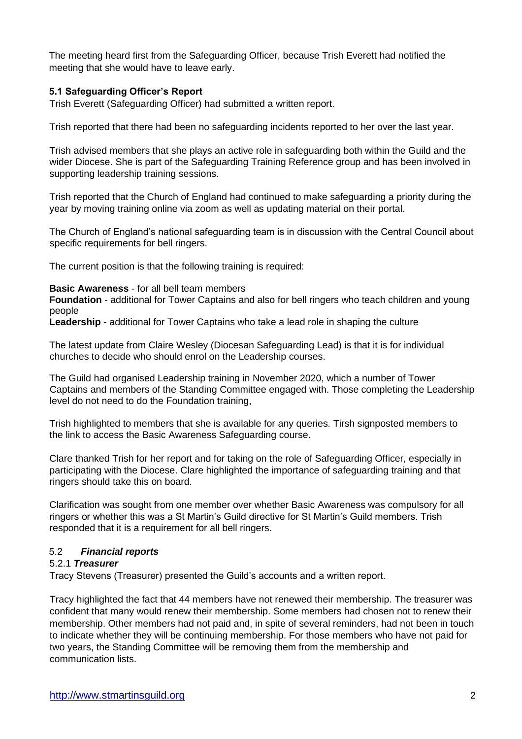The meeting heard first from the Safeguarding Officer, because Trish Everett had notified the meeting that she would have to leave early.

### 5.1 Safeguarding Officer's Report

Trish Everett (Safeguarding Officer) had submitted a written report.

Trish reported that there had been no safeguarding incidents reported to her over the last year.

Trish advised members that she plays an active role in safeguarding both within the Guild and the wider Diocese. She is part of the Safeguarding Training Reference group and has been involved in supporting leadership training sessions.

Trish reported that the Church of England had continued to make safeguarding a priority during the year by moving training online via zoom as well as updating material on their portal.

The Church of England's national safeguarding team is in discussion with the Central Council about specific requirements for bell ringers.

The current position is that the following training is required:

**Basic Awareness** - for all bell team members
**Foundation** - additional for Tower Captains and also for bell ringers who teach children and young people
**Leadership** - additional for Tower Captains who take a lead role in shaping the culture

The latest update from Claire Wesley (Diocesan Safeguarding Lead) is that it is for individual churches to decide who should enrol on the Leadership courses.

The Guild had organised Leadership training in November 2020, which a number of Tower Captains and members of the Standing Committee engaged with. Those completing the Leadership level do not need to do the Foundation training,

Trish highlighted to members that she is available for any queries. Tirsh signposted members to the link to access the Basic Awareness Safeguarding course.

Clare thanked Trish for her report and for taking on the role of Safeguarding Officer, especially in participating with the Diocese. Clare highlighted the importance of safeguarding training and that ringers should take this on board.

Clarification was sought from one member over whether Basic Awareness was compulsory for all ringers or whether this was a St Martin's Guild directive for St Martin's Guild members. Trish responded that it is a requirement for all bell ringers.

### 5.2 *Financial reports*

#### 5.2.1 *Treasurer*

Tracy Stevens (Treasurer) presented the Guild's accounts and a written report.

Tracy highlighted the fact that 44 members have not renewed their membership. The treasurer was confident that many would renew their membership. Some members had chosen not to renew their membership. Other members had not paid and, in spite of several reminders, had not been in touch to indicate whether they will be continuing membership. For those members who have not paid for two years, the Standing Committee will be removing them from the membership and communication lists.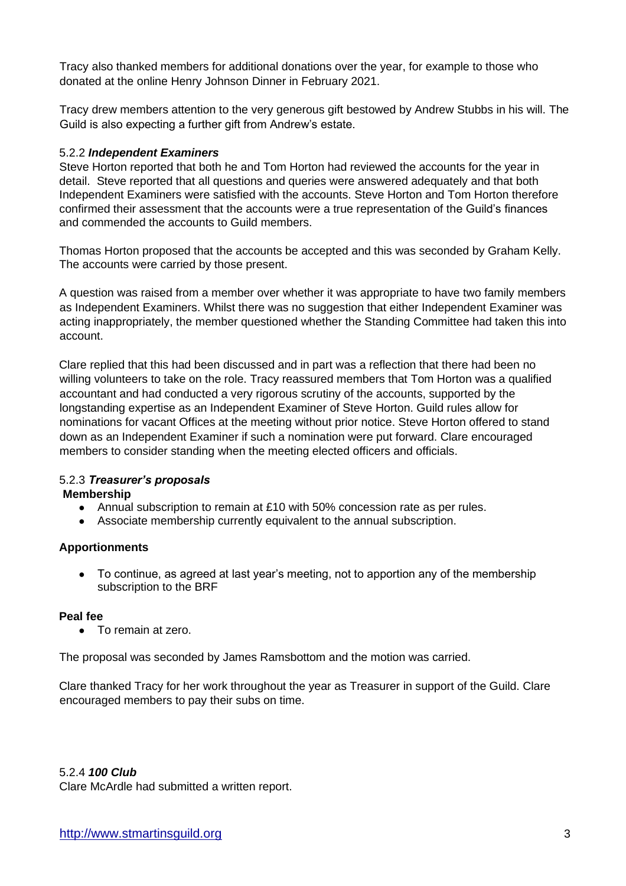Tracy also thanked members for additional donations over the year, for example to those who donated at the online Henry Johnson Dinner in February 2021.

Tracy drew members attention to the very generous gift bestowed by Andrew Stubbs in his will. The Guild is also expecting a further gift from Andrew's estate.

5.2.2 ***Independent Examiners***

Steve Horton reported that both he and Tom Horton had reviewed the accounts for the year in detail. Steve reported that all questions and queries were answered adequately and that both Independent Examiners were satisfied with the accounts. Steve Horton and Tom Horton therefore confirmed their assessment that the accounts were a true representation of the Guild's finances and commended the accounts to Guild members.

Thomas Horton proposed that the accounts be accepted and this was seconded by Graham Kelly. The accounts were carried by those present.

A question was raised from a member over whether it was appropriate to have two family members as Independent Examiners. Whilst there was no suggestion that either Independent Examiner was acting inappropriately, the member questioned whether the Standing Committee had taken this into account.

Clare replied that this had been discussed and in part was a reflection that there had been no willing volunteers to take on the role. Tracy reassured members that Tom Horton was a qualified accountant and had conducted a very rigorous scrutiny of the accounts, supported by the longstanding expertise as an Independent Examiner of Steve Horton. Guild rules allow for nominations for vacant Offices at the meeting without prior notice. Steve Horton offered to stand down as an Independent Examiner if such a nomination were put forward. Clare encouraged members to consider standing when the meeting elected officers and officials.

5.2.3 ***Treasurer's proposals***

**Membership**

- Annual subscription to remain at £10 with 50% concession rate as per rules.
- Associate membership currently equivalent to the annual subscription.

**Apportionments**

- To continue, as agreed at last year's meeting, not to apportion any of the membership subscription to the BRF

**Peal fee**

- To remain at zero.

The proposal was seconded by James Ramsbottom and the motion was carried.

Clare thanked Tracy for her work throughout the year as Treasurer in support of the Guild. Clare encouraged members to pay their subs on time.

5.2.4 ***100 Club***

Clare McArdle had submitted a written report.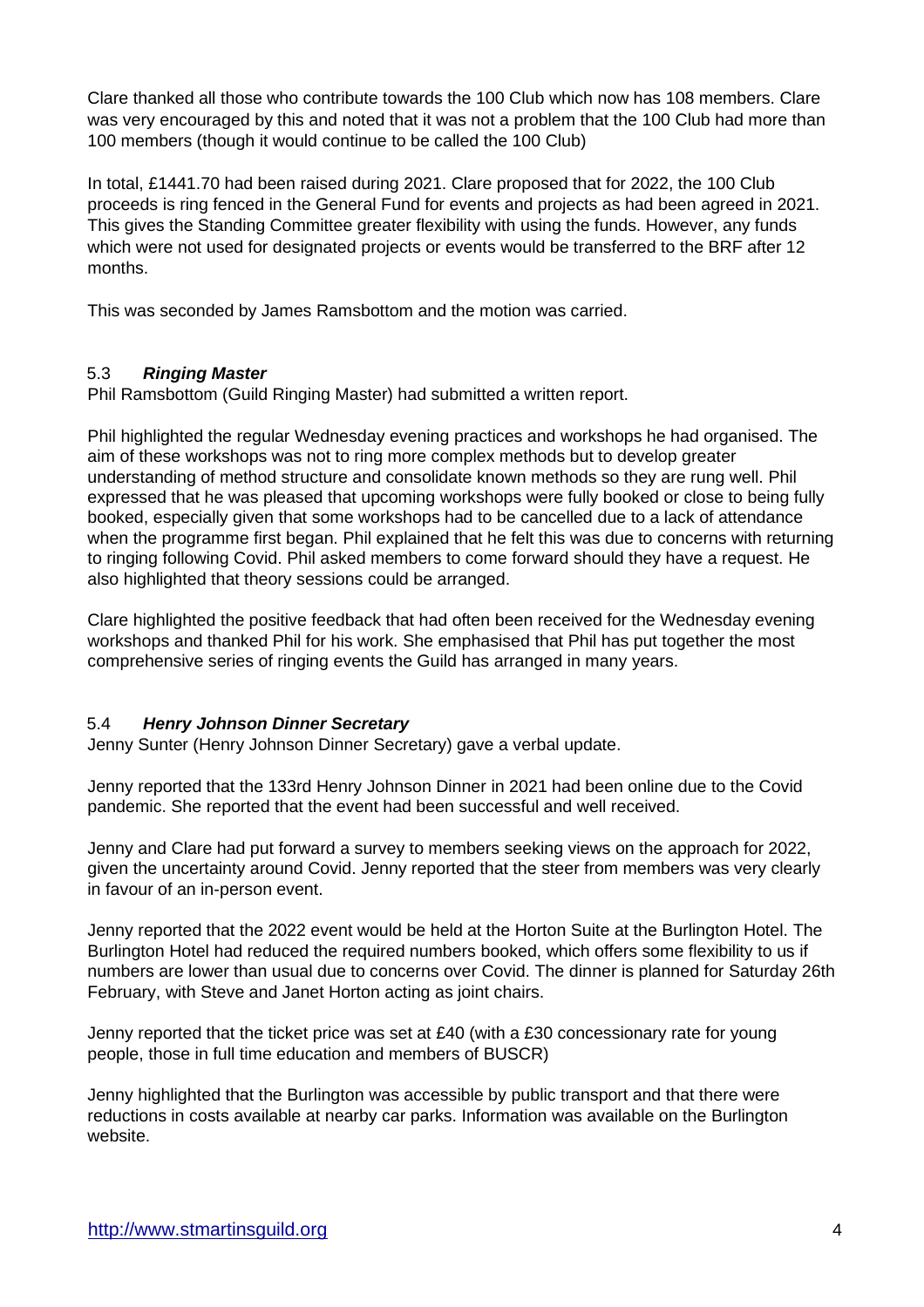Clare thanked all those who contribute towards the 100 Club which now has 108 members. Clare was very encouraged by this and noted that it was not a problem that the 100 Club had more than 100 members (though it would continue to be called the 100 Club)

In total, £1441.70 had been raised during 2021. Clare proposed that for 2022, the 100 Club proceeds is ring fenced in the General Fund for events and projects as had been agreed in 2021. This gives the Standing Committee greater flexibility with using the funds. However, any funds which were not used for designated projects or events would be transferred to the BRF after 12 months.

This was seconded by James Ramsbottom and the motion was carried.

### 5.3 ***Ringing Master***

Phil Ramsbottom (Guild Ringing Master) had submitted a written report.

Phil highlighted the regular Wednesday evening practices and workshops he had organised. The aim of these workshops was not to ring more complex methods but to develop greater understanding of method structure and consolidate known methods so they are rung well. Phil expressed that he was pleased that upcoming workshops were fully booked or close to being fully booked, especially given that some workshops had to be cancelled due to a lack of attendance when the programme first began. Phil explained that he felt this was due to concerns with returning to ringing following Covid. Phil asked members to come forward should they have a request. He also highlighted that theory sessions could be arranged.

Clare highlighted the positive feedback that had often been received for the Wednesday evening workshops and thanked Phil for his work. She emphasised that Phil has put together the most comprehensive series of ringing events the Guild has arranged in many years.

### 5.4 ***Henry Johnson Dinner Secretary***

Jenny Sunter (Henry Johnson Dinner Secretary) gave a verbal update.

Jenny reported that the 133rd Henry Johnson Dinner in 2021 had been online due to the Covid pandemic. She reported that the event had been successful and well received.

Jenny and Clare had put forward a survey to members seeking views on the approach for 2022, given the uncertainty around Covid. Jenny reported that the steer from members was very clearly in favour of an in-person event.

Jenny reported that the 2022 event would be held at the Horton Suite at the Burlington Hotel. The Burlington Hotel had reduced the required numbers booked, which offers some flexibility to us if numbers are lower than usual due to concerns over Covid. The dinner is planned for Saturday 26th February, with Steve and Janet Horton acting as joint chairs.

Jenny reported that the ticket price was set at £40 (with a £30 concessionary rate for young people, those in full time education and members of BUSCR)

Jenny highlighted that the Burlington was accessible by public transport and that there were reductions in costs available at nearby car parks. Information was available on the Burlington website.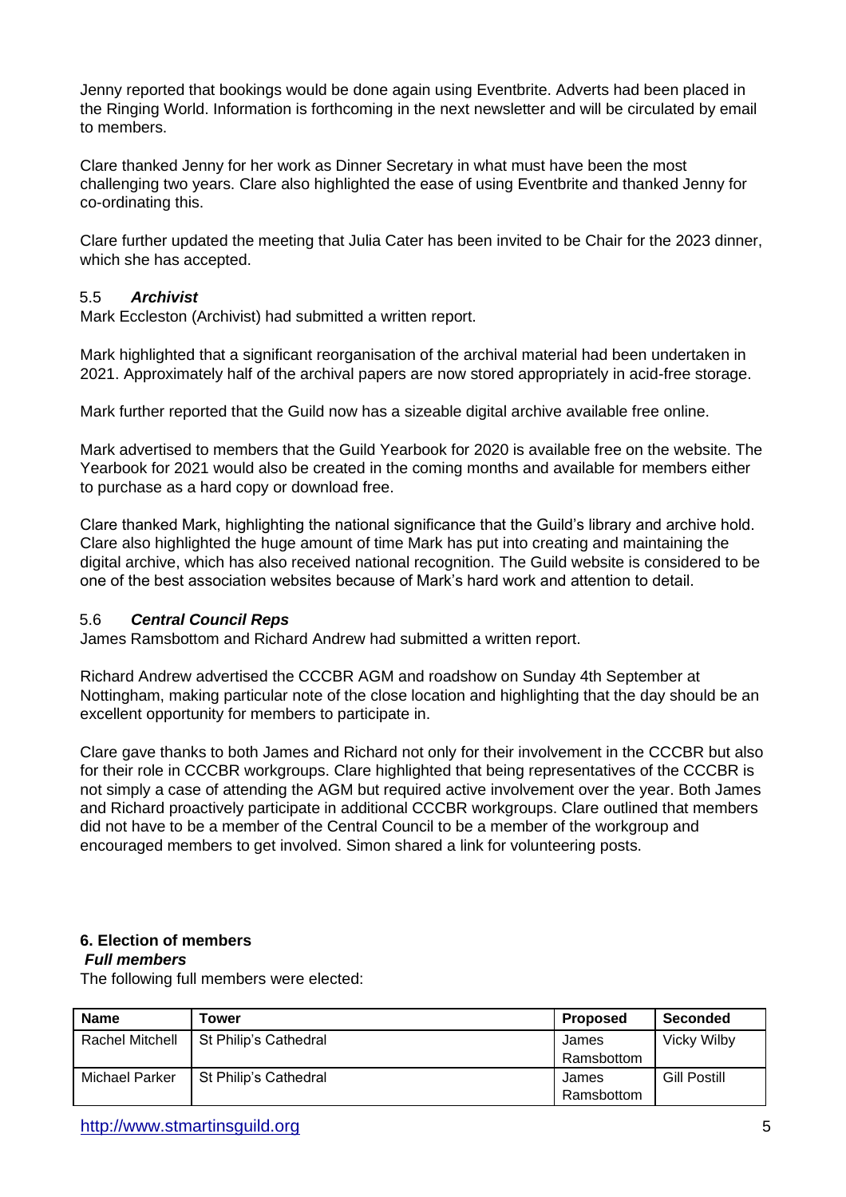Jenny reported that bookings would be done again using Eventbrite. Adverts had been placed in the Ringing World. Information is forthcoming in the next newsletter and will be circulated by email to members.

Clare thanked Jenny for her work as Dinner Secretary in what must have been the most challenging two years. Clare also highlighted the ease of using Eventbrite and thanked Jenny for co-ordinating this.

Clare further updated the meeting that Julia Cater has been invited to be Chair for the 2023 dinner, which she has accepted.

### 5.5 *Archivist*

Mark Eccleston (Archivist) had submitted a written report.

Mark highlighted that a significant reorganisation of the archival material had been undertaken in 2021. Approximately half of the archival papers are now stored appropriately in acid-free storage.

Mark further reported that the Guild now has a sizeable digital archive available free online.

Mark advertised to members that the Guild Yearbook for 2020 is available free on the website. The Yearbook for 2021 would also be created in the coming months and available for members either to purchase as a hard copy or download free.

Clare thanked Mark, highlighting the national significance that the Guild's library and archive hold. Clare also highlighted the huge amount of time Mark has put into creating and maintaining the digital archive, which has also received national recognition. The Guild website is considered to be one of the best association websites because of Mark's hard work and attention to detail.

### 5.6 *Central Council Reps*

James Ramsbottom and Richard Andrew had submitted a written report.

Richard Andrew advertised the CCCBR AGM and roadshow on Sunday 4th September at Nottingham, making particular note of the close location and highlighting that the day should be an excellent opportunity for members to participate in.

Clare gave thanks to both James and Richard not only for their involvement in the CCCBR but also for their role in CCCBR workgroups. Clare highlighted that being representatives of the CCCBR is not simply a case of attending the AGM but required active involvement over the year. Both James and Richard proactively participate in additional CCCBR workgroups. Clare outlined that members did not have to be a member of the Central Council to be a member of the workgroup and encouraged members to get involved. Simon shared a link for volunteering posts.

## 6. Election of members

***Full members***

The following full members were elected:

| Name | Tower | Proposed | Seconded |
|---|---|---|---|
| Rachel Mitchell | St Philip's Cathedral | James Ramsbottom | Vicky Wilby |
| Michael Parker | St Philip's Cathedral | James Ramsbottom | Gill Postill |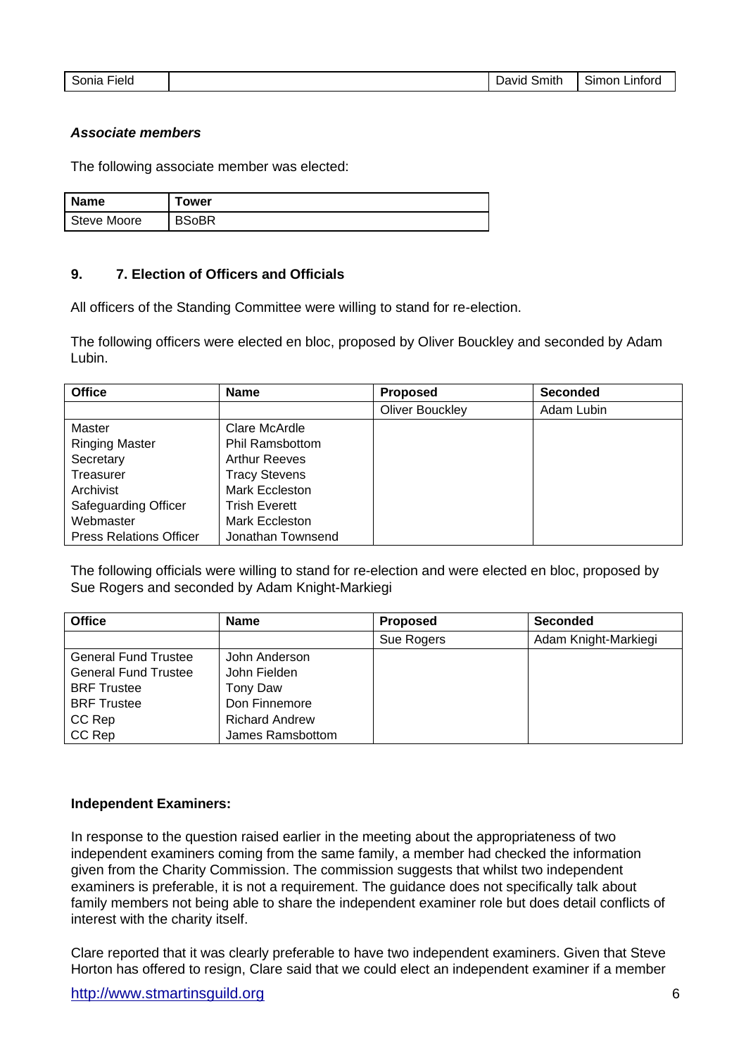| Sonia Field | | David Smith | Simon Linford |
|---|---|---|---|

***Associate members***

The following associate member was elected:

| Name | Tower |
|---|---|
| Steve Moore | BSoBR |

### 9. 7. Election of Officers and Officials

All officers of the Standing Committee were willing to stand for re-election.

The following officers were elected en bloc, proposed by Oliver Bouckley and seconded by Adam Lubin.

| Office | Name | Proposed | Seconded |
|---|---|---|---|
| | | Oliver Bouckley | Adam Lubin |
| Master | Clare McArdle | | |
| Ringing Master | Phil Ramsbottom | | |
| Secretary | Arthur Reeves | | |
| Treasurer | Tracy Stevens | | |
| Archivist | Mark Eccleston | | |
| Safeguarding Officer | Trish Everett | | |
| Webmaster | Mark Eccleston | | |
| Press Relations Officer | Jonathan Townsend | | |

The following officials were willing to stand for re-election and were elected en bloc, proposed by Sue Rogers and seconded by Adam Knight-Markiegi

| Office | Name | Proposed | Seconded |
|---|---|---|---|
| | | Sue Rogers | Adam Knight-Markiegi |
| General Fund Trustee | John Anderson | | |
| General Fund Trustee | John Fielden | | |
| BRF Trustee | Tony Daw | | |
| BRF Trustee | Don Finnemore | | |
| CC Rep | Richard Andrew | | |
| CC Rep | James Ramsbottom | | |

**Independent Examiners:**

In response to the question raised earlier in the meeting about the appropriateness of two independent examiners coming from the same family, a member had checked the information given from the Charity Commission. The commission suggests that whilst two independent examiners is preferable, it is not a requirement. The guidance does not specifically talk about family members not being able to share the independent examiner role but does detail conflicts of interest with the charity itself.

Clare reported that it was clearly preferable to have two independent examiners. Given that Steve Horton has offered to resign, Clare said that we could elect an independent examiner if a member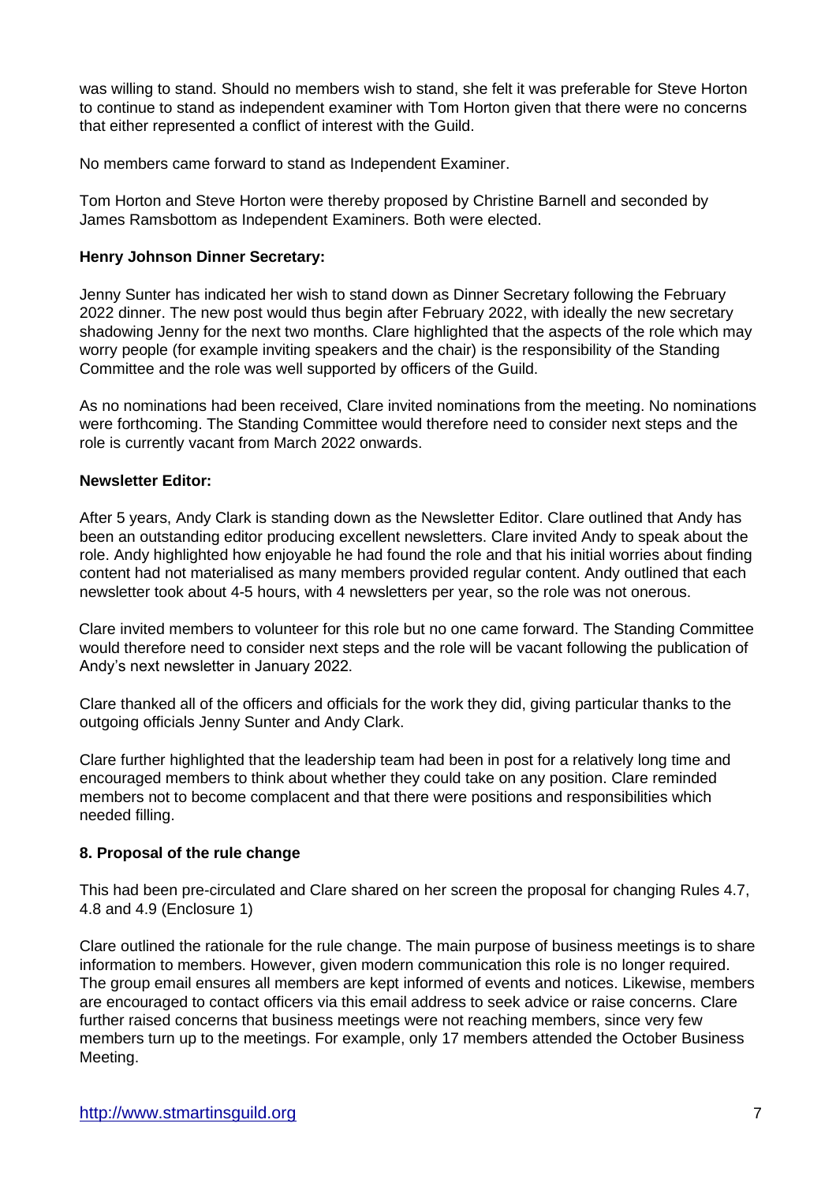was willing to stand. Should no members wish to stand, she felt it was preferable for Steve Horton to continue to stand as independent examiner with Tom Horton given that there were no concerns that either represented a conflict of interest with the Guild.

No members came forward to stand as Independent Examiner.

Tom Horton and Steve Horton were thereby proposed by Christine Barnell and seconded by James Ramsbottom as Independent Examiners. Both were elected.

**Henry Johnson Dinner Secretary:**

Jenny Sunter has indicated her wish to stand down as Dinner Secretary following the February 2022 dinner. The new post would thus begin after February 2022, with ideally the new secretary shadowing Jenny for the next two months. Clare highlighted that the aspects of the role which may worry people (for example inviting speakers and the chair) is the responsibility of the Standing Committee and the role was well supported by officers of the Guild.

As no nominations had been received, Clare invited nominations from the meeting. No nominations were forthcoming. The Standing Committee would therefore need to consider next steps and the role is currently vacant from March 2022 onwards.

**Newsletter Editor:**

After 5 years, Andy Clark is standing down as the Newsletter Editor. Clare outlined that Andy has been an outstanding editor producing excellent newsletters. Clare invited Andy to speak about the role. Andy highlighted how enjoyable he had found the role and that his initial worries about finding content had not materialised as many members provided regular content. Andy outlined that each newsletter took about 4-5 hours, with 4 newsletters per year, so the role was not onerous.

Clare invited members to volunteer for this role but no one came forward. The Standing Committee would therefore need to consider next steps and the role will be vacant following the publication of Andy's next newsletter in January 2022.

Clare thanked all of the officers and officials for the work they did, giving particular thanks to the outgoing officials Jenny Sunter and Andy Clark.

Clare further highlighted that the leadership team had been in post for a relatively long time and encouraged members to think about whether they could take on any position. Clare reminded members not to become complacent and that there were positions and responsibilities which needed filling.

## 8. Proposal of the rule change

This had been pre-circulated and Clare shared on her screen the proposal for changing Rules 4.7, 4.8 and 4.9 (Enclosure 1)

Clare outlined the rationale for the rule change. The main purpose of business meetings is to share information to members. However, given modern communication this role is no longer required. The group email ensures all members are kept informed of events and notices. Likewise, members are encouraged to contact officers via this email address to seek advice or raise concerns. Clare further raised concerns that business meetings were not reaching members, since very few members turn up to the meetings. For example, only 17 members attended the October Business Meeting.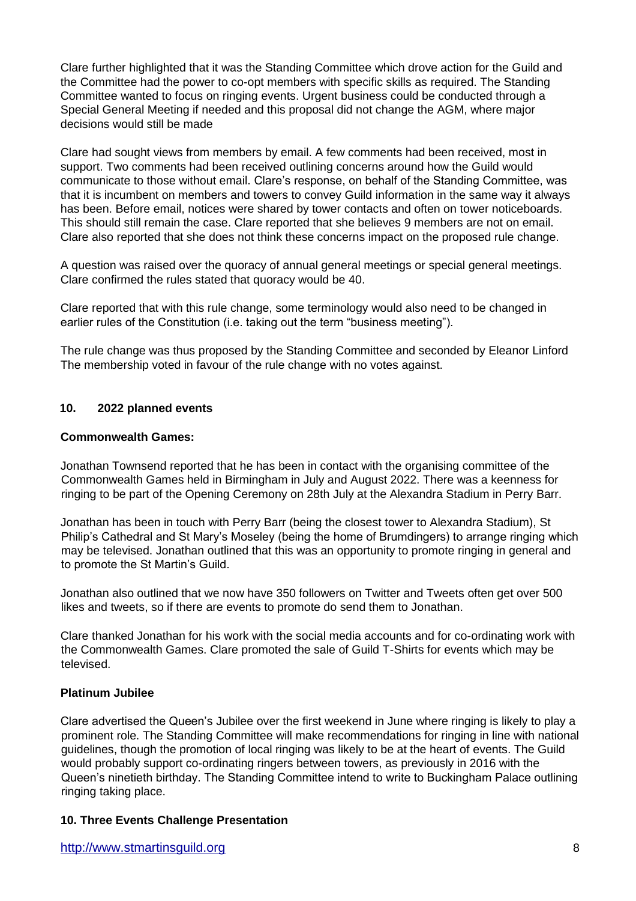Clare further highlighted that it was the Standing Committee which drove action for the Guild and the Committee had the power to co-opt members with specific skills as required. The Standing Committee wanted to focus on ringing events. Urgent business could be conducted through a Special General Meeting if needed and this proposal did not change the AGM, where major decisions would still be made

Clare had sought views from members by email. A few comments had been received, most in support. Two comments had been received outlining concerns around how the Guild would communicate to those without email. Clare's response, on behalf of the Standing Committee, was that it is incumbent on members and towers to convey Guild information in the same way it always has been. Before email, notices were shared by tower contacts and often on tower noticeboards. This should still remain the case. Clare reported that she believes 9 members are not on email. Clare also reported that she does not think these concerns impact on the proposed rule change.

A question was raised over the quoracy of annual general meetings or special general meetings. Clare confirmed the rules stated that quoracy would be 40.

Clare reported that with this rule change, some terminology would also need to be changed in earlier rules of the Constitution (i.e. taking out the term "business meeting").

The rule change was thus proposed by the Standing Committee and seconded by Eleanor Linford The membership voted in favour of the rule change with no votes against.

## 10. 2022 planned events

**Commonwealth Games:**

Jonathan Townsend reported that he has been in contact with the organising committee of the Commonwealth Games held in Birmingham in July and August 2022. There was a keenness for ringing to be part of the Opening Ceremony on 28th July at the Alexandra Stadium in Perry Barr.

Jonathan has been in touch with Perry Barr (being the closest tower to Alexandra Stadium), St Philip's Cathedral and St Mary's Moseley (being the home of Brumdingers) to arrange ringing which may be televised. Jonathan outlined that this was an opportunity to promote ringing in general and to promote the St Martin's Guild.

Jonathan also outlined that we now have 350 followers on Twitter and Tweets often get over 500 likes and tweets, so if there are events to promote do send them to Jonathan.

Clare thanked Jonathan for his work with the social media accounts and for co-ordinating work with the Commonwealth Games. Clare promoted the sale of Guild T-Shirts for events which may be televised.

**Platinum Jubilee**

Clare advertised the Queen's Jubilee over the first weekend in June where ringing is likely to play a prominent role. The Standing Committee will make recommendations for ringing in line with national guidelines, though the promotion of local ringing was likely to be at the heart of events. The Guild would probably support co-ordinating ringers between towers, as previously in 2016 with the Queen's ninetieth birthday. The Standing Committee intend to write to Buckingham Palace outlining ringing taking place.

## 10. Three Events Challenge Presentation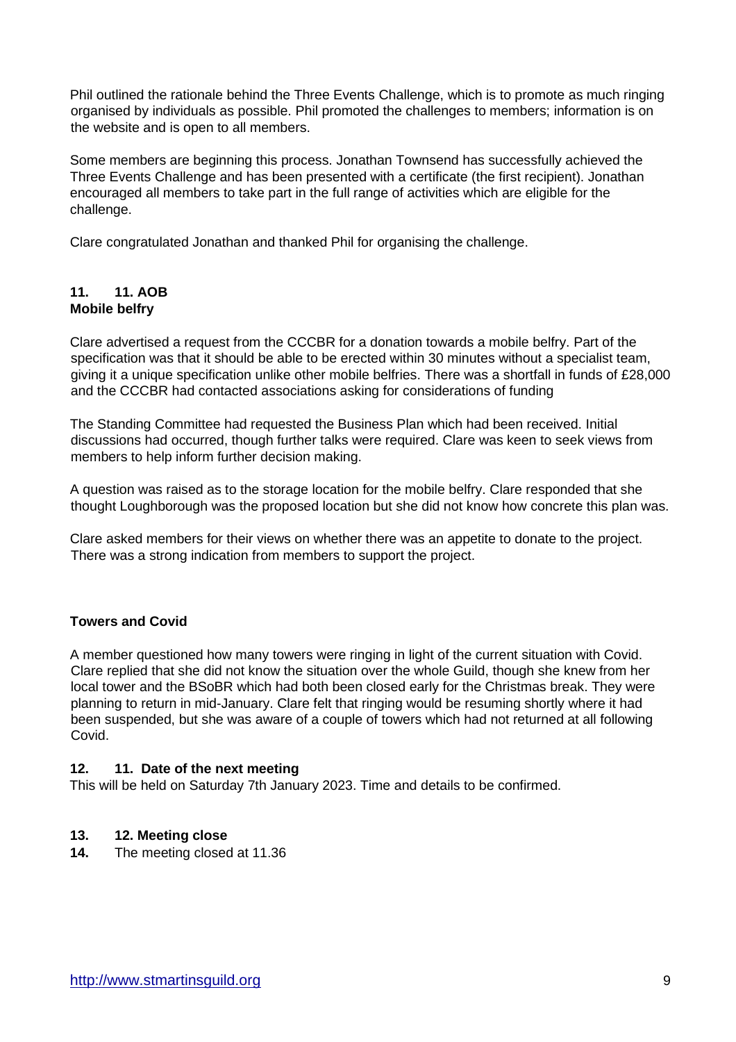Phil outlined the rationale behind the Three Events Challenge, which is to promote as much ringing organised by individuals as possible. Phil promoted the challenges to members; information is on the website and is open to all members.

Some members are beginning this process. Jonathan Townsend has successfully achieved the Three Events Challenge and has been presented with a certificate (the first recipient). Jonathan encouraged all members to take part in the full range of activities which are eligible for the challenge.

Clare congratulated Jonathan and thanked Phil for organising the challenge.

**11. 11. AOB**

**Mobile belfry**

Clare advertised a request from the CCCBR for a donation towards a mobile belfry. Part of the specification was that it should be able to be erected within 30 minutes without a specialist team, giving it a unique specification unlike other mobile belfries. There was a shortfall in funds of £28,000 and the CCCBR had contacted associations asking for considerations of funding

The Standing Committee had requested the Business Plan which had been received. Initial discussions had occurred, though further talks were required. Clare was keen to seek views from members to help inform further decision making.

A question was raised as to the storage location for the mobile belfry. Clare responded that she thought Loughborough was the proposed location but she did not know how concrete this plan was.

Clare asked members for their views on whether there was an appetite to donate to the project. There was a strong indication from members to support the project.

**Towers and Covid**

A member questioned how many towers were ringing in light of the current situation with Covid. Clare replied that she did not know the situation over the whole Guild, though she knew from her local tower and the BSoBR which had both been closed early for the Christmas break. They were planning to return in mid-January. Clare felt that ringing would be resuming shortly where it had been suspended, but she was aware of a couple of towers which had not returned at all following Covid.

**12. 11. Date of the next meeting**

This will be held on Saturday 7th January 2023. Time and details to be confirmed.

**13. 12. Meeting close**

**14.** The meeting closed at 11.36

http://www.stmartinsguild.org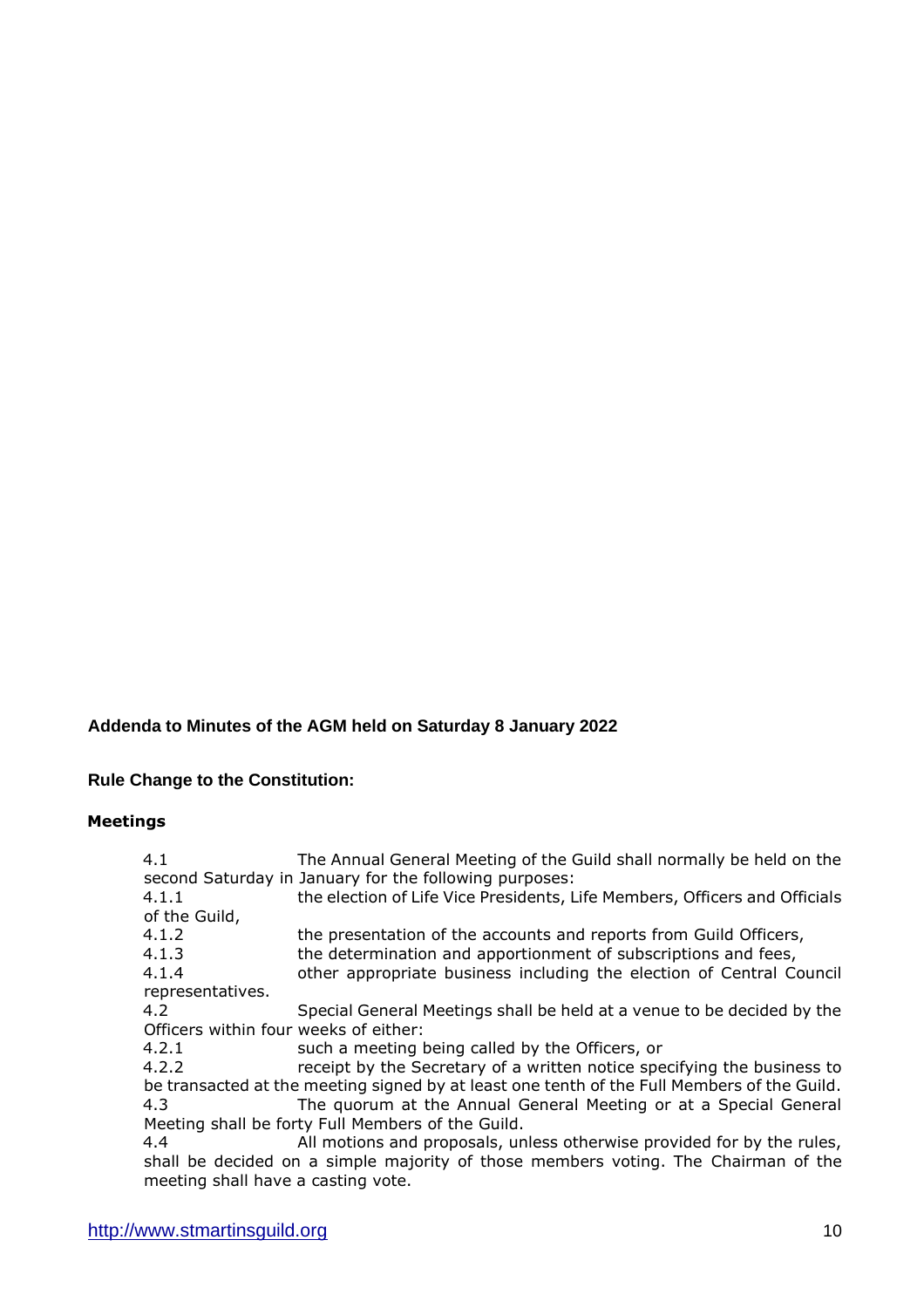**Addenda to Minutes of the AGM held on Saturday 8 January 2022**

**Rule Change to the Constitution:**

**Meetings**

4.1 The Annual General Meeting of the Guild shall normally be held on the second Saturday in January for the following purposes:

4.1.1 the election of Life Vice Presidents, Life Members, Officers and Officials of the Guild,

4.1.2 the presentation of the accounts and reports from Guild Officers,

4.1.3 the determination and apportionment of subscriptions and fees,

4.1.4 other appropriate business including the election of Central Council representatives.

4.2 Special General Meetings shall be held at a venue to be decided by the Officers within four weeks of either:

4.2.1 such a meeting being called by the Officers, or

4.2.2 receipt by the Secretary of a written notice specifying the business to be transacted at the meeting signed by at least one tenth of the Full Members of the Guild.

4.3 The quorum at the Annual General Meeting or at a Special General Meeting shall be forty Full Members of the Guild.

4.4 All motions and proposals, unless otherwise provided for by the rules, shall be decided on a simple majority of those members voting. The Chairman of the meeting shall have a casting vote.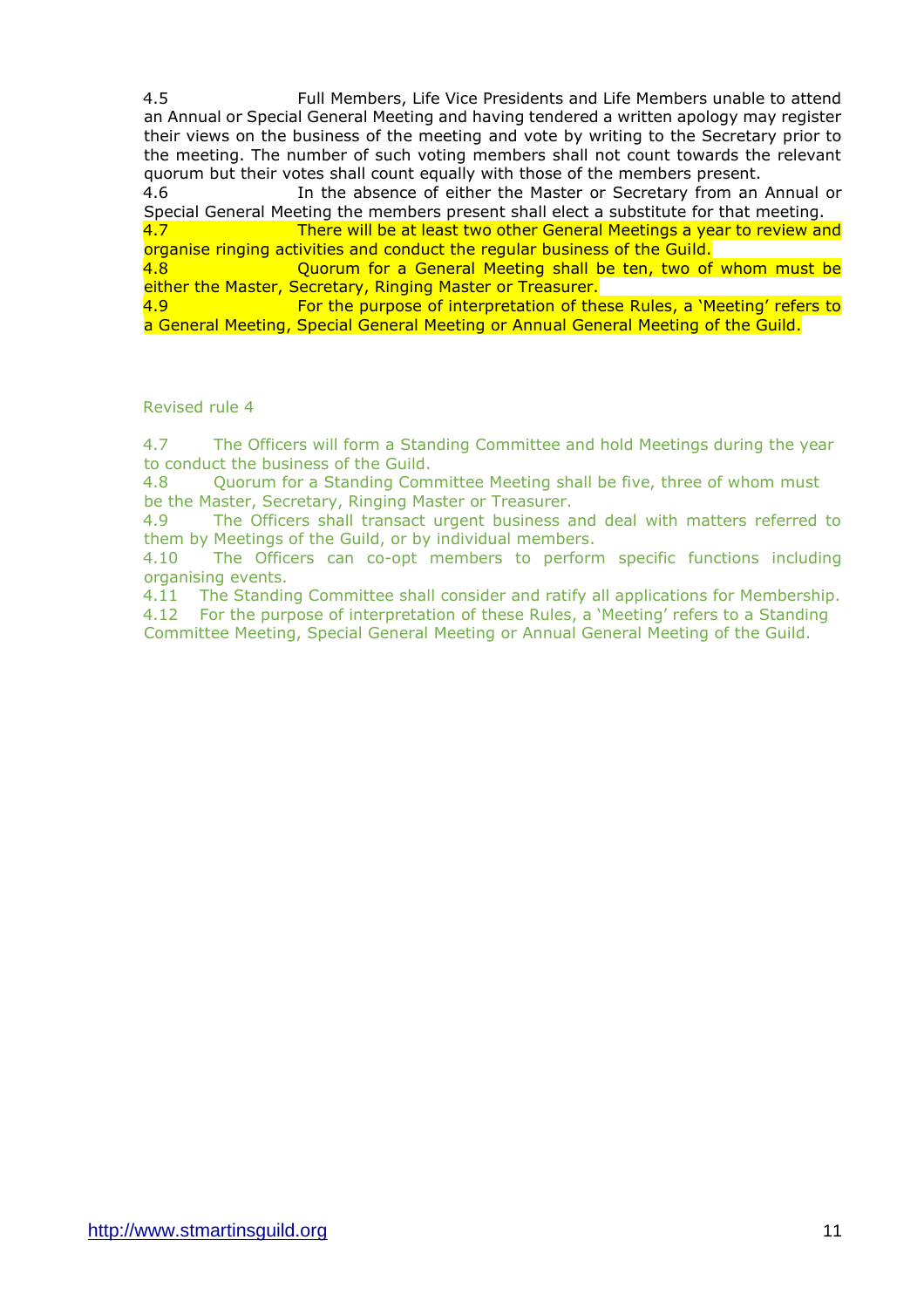4.5 Full Members, Life Vice Presidents and Life Members unable to attend an Annual or Special General Meeting and having tendered a written apology may register their views on the business of the meeting and vote by writing to the Secretary prior to the meeting. The number of such voting members shall not count towards the relevant quorum but their votes shall count equally with those of the members present.

4.6 In the absence of either the Master or Secretary from an Annual or Special General Meeting the members present shall elect a substitute for that meeting.

4.7 There will be at least two other General Meetings a year to review and organise ringing activities and conduct the regular business of the Guild.

4.8 Quorum for a General Meeting shall be ten, two of whom must be either the Master, Secretary, Ringing Master or Treasurer.

4.9 For the purpose of interpretation of these Rules, a 'Meeting' refers to a General Meeting, Special General Meeting or Annual General Meeting of the Guild.

Revised rule 4

4.7 The Officers will form a Standing Committee and hold Meetings during the year to conduct the business of the Guild.

4.8 Quorum for a Standing Committee Meeting shall be five, three of whom must be the Master, Secretary, Ringing Master or Treasurer.

4.9 The Officers shall transact urgent business and deal with matters referred to them by Meetings of the Guild, or by individual members.

4.10 The Officers can co-opt members to perform specific functions including organising events.

4.11 The Standing Committee shall consider and ratify all applications for Membership.

4.12 For the purpose of interpretation of these Rules, a 'Meeting' refers to a Standing Committee Meeting, Special General Meeting or Annual General Meeting of the Guild.